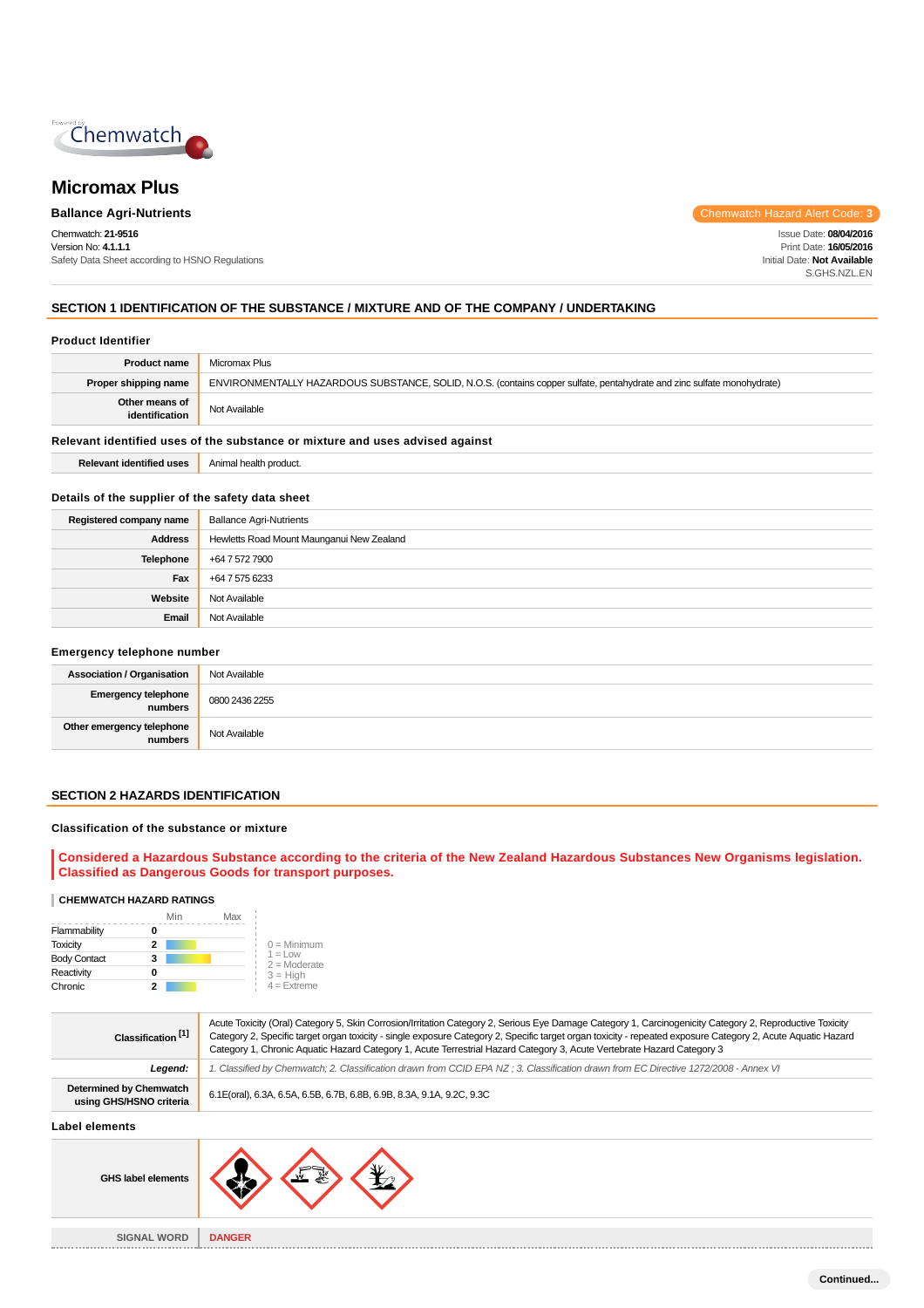# Micromax Plus

**Ballance Agri-Nutrients**

Chemwatch Hazard Alert Code: **3**

Chemwatch: **21-9516**
Version No: **4.1.1.1**
Safety Data Sheet according to HSNO Regulations

Issue Date: **08/04/2016**
Print Date: **16/05/2016**
Initial Date: **Not Available**
S.GHS.NZL.EN

## SECTION 1 IDENTIFICATION OF THE SUBSTANCE / MIXTURE AND OF THE COMPANY / UNDERTAKING

### Product Identifier

| | |
|---|---|
| **Product name** | Micromax Plus |
| **Proper shipping name** | ENVIRONMENTALLY HAZARDOUS SUBSTANCE, SOLID, N.O.S. (contains copper sulfate, pentahydrate and zinc sulfate monohydrate) |
| **Other means of identification** | Not Available |

### Relevant identified uses of the substance or mixture and uses advised against

| | |
|---|---|
| **Relevant identified uses** | Animal health product. |

### Details of the supplier of the safety data sheet

| | |
|---|---|
| **Registered company name** | Ballance Agri-Nutrients |
| **Address** | Hewletts Road Mount Maunganui New Zealand |
| **Telephone** | +64 7 572 7900 |
| **Fax** | +64 7 575 6233 |
| **Website** | Not Available |
| **Email** | Not Available |

### Emergency telephone number

| | |
|---|---|
| **Association / Organisation** | Not Available |
| **Emergency telephone numbers** | 0800 2436 2255 |
| **Other emergency telephone numbers** | Not Available |

## SECTION 2 HAZARDS IDENTIFICATION

### Classification of the substance or mixture

**Considered a Hazardous Substance according to the criteria of the New Zealand Hazardous Substances New Organisms legislation. Classified as Dangerous Goods for transport purposes.**

**CHEMWATCH HAZARD RATINGS**

| | Rating |
|---|---|
| Flammability | 0 |
| Toxicity | 2 |
| Body Contact | 3 |
| Reactivity | 0 |
| Chronic | 2 |

0 = Minimum
1 = Low
2 = Moderate
3 = High
4 = Extreme

| | |
|---|---|
| **Classification [1]** | Acute Toxicity (Oral) Category 5, Skin Corrosion/Irritation Category 2, Serious Eye Damage Category 1, Carcinogenicity Category 2, Reproductive Toxicity Category 2, Specific target organ toxicity - single exposure Category 2, Specific target organ toxicity - repeated exposure Category 2, Acute Aquatic Hazard Category 1, Chronic Aquatic Hazard Category 1, Acute Terrestrial Hazard Category 3, Acute Vertebrate Hazard Category 3 |
| ***Legend:*** | *1. Classified by Chemwatch; 2. Classification drawn from CCID EPA NZ ; 3. Classification drawn from EC Directive 1272/2008 - Annex VI* |
| **Determined by Chemwatch using GHS/HSNO criteria** | 6.1E(oral), 6.3A, 6.5A, 6.5B, 6.7B, 6.8B, 6.9B, 8.3A, 9.1A, 9.2C, 9.3C |

### Label elements

| | |
|---|---|
| **GHS label elements** | |
| **SIGNAL WORD** | **DANGER** |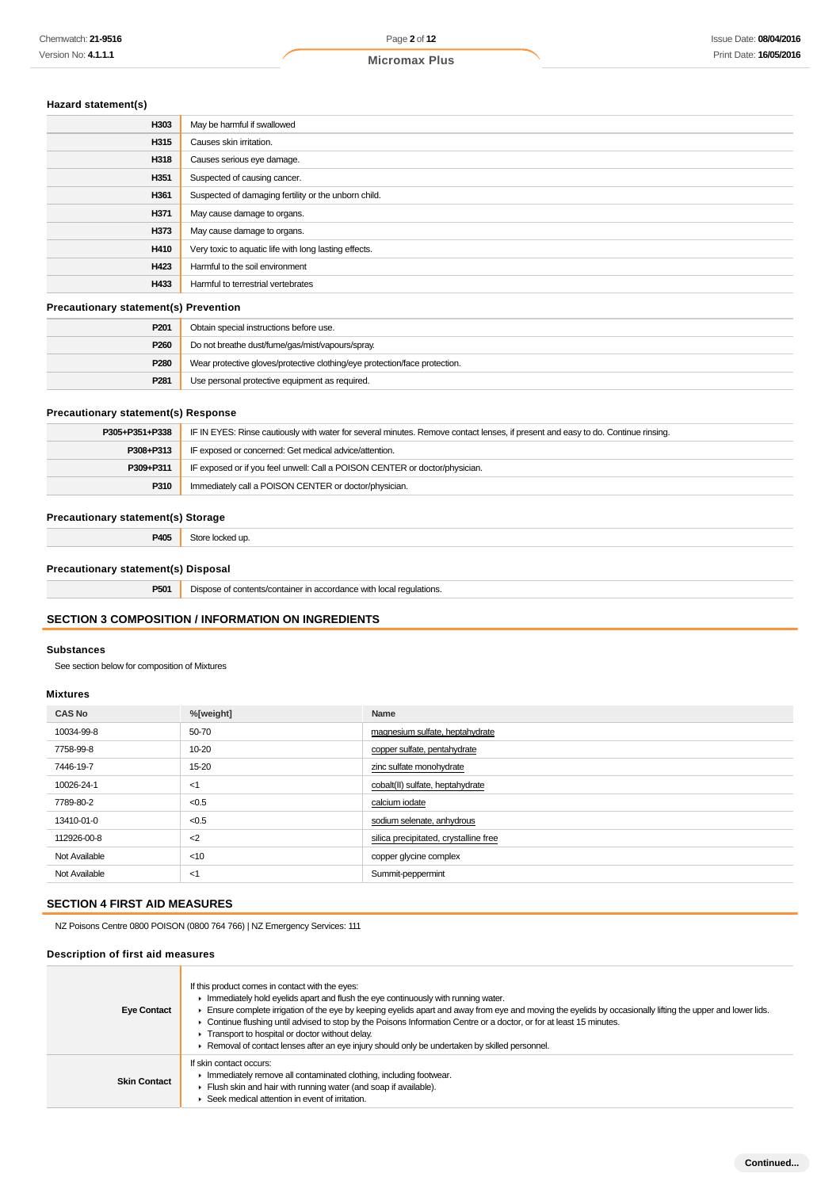### Hazard statement(s)

| | |
|---|---|
| **H303** | May be harmful if swallowed |
| **H315** | Causes skin irritation. |
| **H318** | Causes serious eye damage. |
| **H351** | Suspected of causing cancer. |
| **H361** | Suspected of damaging fertility or the unborn child. |
| **H371** | May cause damage to organs. |
| **H373** | May cause damage to organs. |
| **H410** | Very toxic to aquatic life with long lasting effects. |
| **H423** | Harmful to the soil environment |
| **H433** | Harmful to terrestrial vertebrates |

### Precautionary statement(s) Prevention

| | |
|---|---|
| **P201** | Obtain special instructions before use. |
| **P260** | Do not breathe dust/fume/gas/mist/vapours/spray. |
| **P280** | Wear protective gloves/protective clothing/eye protection/face protection. |
| **P281** | Use personal protective equipment as required. |

### Precautionary statement(s) Response

| | |
|---|---|
| **P305+P351+P338** | IF IN EYES: Rinse cautiously with water for several minutes. Remove contact lenses, if present and easy to do. Continue rinsing. |
| **P308+P313** | IF exposed or concerned: Get medical advice/attention. |
| **P309+P311** | IF exposed or if you feel unwell: Call a POISON CENTER or doctor/physician. |
| **P310** | Immediately call a POISON CENTER or doctor/physician. |

### Precautionary statement(s) Storage

| | |
|---|---|
| **P405** | Store locked up. |

### Precautionary statement(s) Disposal

| | |
|---|---|
| **P501** | Dispose of contents/container in accordance with local regulations. |

## SECTION 3 COMPOSITION / INFORMATION ON INGREDIENTS

### Substances

See section below for composition of Mixtures

### Mixtures

| CAS No | %[weight] | Name |
|---|---|---|
| 10034-99-8 | 50-70 | magnesium sulfate, heptahydrate |
| 7758-99-8 | 10-20 | copper sulfate, pentahydrate |
| 7446-19-7 | 15-20 | zinc sulfate monohydrate |
| 10026-24-1 | <1 | cobalt(II) sulfate, heptahydrate |
| 7789-80-2 | <0.5 | calcium iodate |
| 13410-01-0 | <0.5 | sodium selenate, anhydrous |
| 112926-00-8 | <2 | silica precipitated, crystalline free |
| Not Available | <10 | copper glycine complex |
| Not Available | <1 | Summit-peppermint |

## SECTION 4 FIRST AID MEASURES

NZ Poisons Centre 0800 POISON (0800 764 766) | NZ Emergency Services: 111

### Description of first aid measures

| | |
|---|---|
| **Eye Contact** | If this product comes in contact with the eyes:<br>▸ Immediately hold eyelids apart and flush the eye continuously with running water.<br>▸ Ensure complete irrigation of the eye by keeping eyelids apart and away from eye and moving the eyelids by occasionally lifting the upper and lower lids.<br>▸ Continue flushing until advised to stop by the Poisons Information Centre or a doctor, or for at least 15 minutes.<br>▸ Transport to hospital or doctor without delay.<br>▸ Removal of contact lenses after an eye injury should only be undertaken by skilled personnel. |
| **Skin Contact** | If skin contact occurs:<br>▸ Immediately remove all contaminated clothing, including footwear.<br>▸ Flush skin and hair with running water (and soap if available).<br>▸ Seek medical attention in event of irritation. |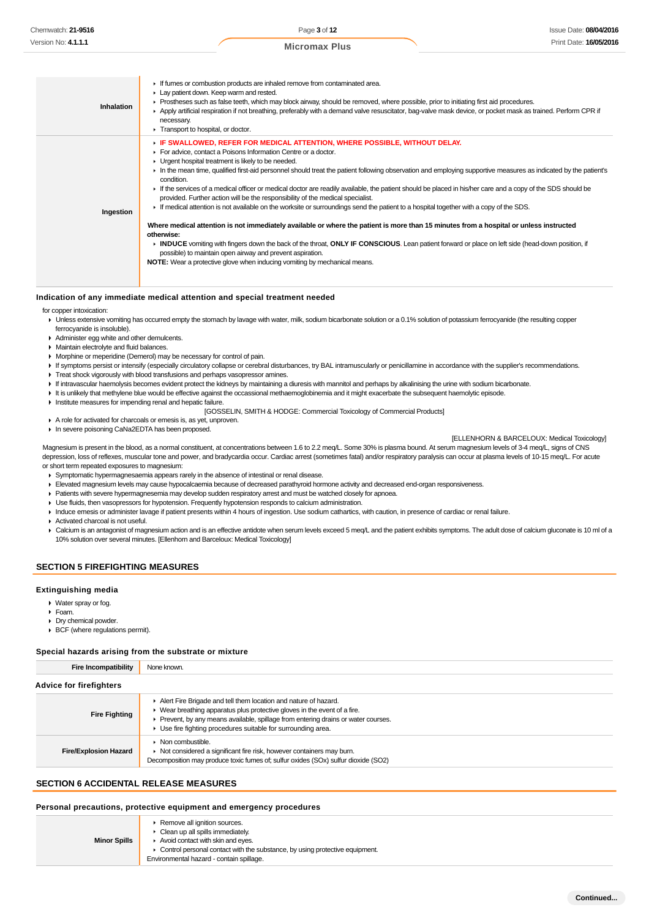| | |
|---|---|
| **Inhalation** | ▸ If fumes or combustion products are inhaled remove from contaminated area.<br>▸ Lay patient down. Keep warm and rested.<br>▸ Prostheses such as false teeth, which may block airway, should be removed, where possible, prior to initiating first aid procedures.<br>▸ Apply artificial respiration if not breathing, preferably with a demand valve resuscitator, bag-valve mask device, or pocket mask as trained. Perform CPR if necessary.<br>▸ Transport to hospital, or doctor. |
| **Ingestion** | ▸ **IF SWALLOWED, REFER FOR MEDICAL ATTENTION, WHERE POSSIBLE, WITHOUT DELAY.**<br>▸ For advice, contact a Poisons Information Centre or a doctor.<br>▸ Urgent hospital treatment is likely to be needed.<br>▸ In the mean time, qualified first-aid personnel should treat the patient following observation and employing supportive measures as indicated by the patient's condition.<br>▸ If the services of a medical officer or medical doctor are readily available, the patient should be placed in his/her care and a copy of the SDS should be provided. Further action will be the responsibility of the medical specialist.<br>▸ If medical attention is not available on the worksite or surroundings send the patient to a hospital together with a copy of the SDS.<br><br>**Where medical attention is not immediately available or where the patient is more than 15 minutes from a hospital or unless instructed otherwise:**<br>▸ **INDUCE** vomiting with fingers down the back of the throat, **ONLY IF CONSCIOUS**. Lean patient forward or place on left side (head-down position, if possible) to maintain open airway and prevent aspiration.<br>**NOTE:** Wear a protective glove when inducing vomiting by mechanical means. |

### Indication of any immediate medical attention and special treatment needed

for copper intoxication:

- Unless extensive vomiting has occurred empty the stomach by lavage with water, milk, sodium bicarbonate solution or a 0.1% solution of potassium ferrocyanide (the resulting copper ferrocyanide is insoluble).
- Administer egg white and other demulcents.
- Maintain electrolyte and fluid balances.
- Morphine or meperidine (Demerol) may be necessary for control of pain.
- If symptoms persist or intensify (especially circulatory collapse or cerebral disturbances, try BAL intramuscularly or penicillamine in accordance with the supplier's recommendations.
- Treat shock vigorously with blood transfusions and perhaps vasopressor amines.
- If intravascular haemolysis becomes evident protect the kidneys by maintaining a diuresis with mannitol and perhaps by alkalinising the urine with sodium bicarbonate.
- It is unlikely that methylene blue would be effective against the occassional methaemoglobinemia and it might exacerbate the subsequent haemolytic episode.
- Institute measures for impending renal and hepatic failure.

[GOSSELIN, SMITH & HODGE: Commercial Toxicology of Commercial Products]

- A role for activated for charcoals or emesis is, as yet, unproven.
- In severe poisoning CaNa2EDTA has been proposed.

[ELLENHORN & BARCELOUX: Medical Toxicology]

Magnesium is present in the blood, as a normal constituent, at concentrations between 1.6 to 2.2 meq/L. Some 30% is plasma bound. At serum magnesium levels of 3-4 meq/L, signs of CNS depression, loss of reflexes, muscular tone and power, and bradycardia occur. Cardiac arrest (sometimes fatal) and/or respiratory paralysis can occur at plasma levels of 10-15 meq/L. For acute or short term repeated exposures to magnesium:

- Symptomatic hypermagnesaemia appears rarely in the absence of intestinal or renal disease.
- Elevated magnesium levels may cause hypocalcaemia because of decreased parathyroid hormone activity and decreased end-organ responsiveness.
- Patients with severe hypermagnesemia may develop sudden respiratory arrest and must be watched closely for apnoea.
- Use fluids, then vasopressors for hypotension. Frequently hypotension responds to calcium administration.
- Induce emesis or administer lavage if patient presents within 4 hours of ingestion. Use sodium cathartics, with caution, in presence of cardiac or renal failure.
- Activated charcoal is not useful.
- Calcium is an antagonist of magnesium action and is an effective antidote when serum levels exceed 5 meq/L and the patient exhibits symptoms. The adult dose of calcium gluconate is 10 ml of a 10% solution over several minutes. [Ellenhorn and Barceloux: Medical Toxicology]

## SECTION 5 FIREFIGHTING MEASURES

### Extinguishing media

- Water spray or fog.
- Foam.
- Dry chemical powder.
- BCF (where regulations permit).

### Special hazards arising from the substrate or mixture

| | |
|---|---|
| **Fire Incompatibility** | None known. |

### Advice for firefighters

| | |
|---|---|
| **Fire Fighting** | ▸ Alert Fire Brigade and tell them location and nature of hazard.<br>▸ Wear breathing apparatus plus protective gloves in the event of a fire.<br>▸ Prevent, by any means available, spillage from entering drains or water courses.<br>▸ Use fire fighting procedures suitable for surrounding area. |
| **Fire/Explosion Hazard** | ▸ Non combustible.<br>▸ Not considered a significant fire risk, however containers may burn.<br>Decomposition may produce toxic fumes of; sulfur oxides (SOx) sulfur dioxide ($SO_2$) |

## SECTION 6 ACCIDENTAL RELEASE MEASURES

### Personal precautions, protective equipment and emergency procedures

| | |
|---|---|
| **Minor Spills** | ▸ Remove all ignition sources.<br>▸ Clean up all spills immediately.<br>▸ Avoid contact with skin and eyes.<br>▸ Control personal contact with the substance, by using protective equipment.<br>Environmental hazard - contain spillage. |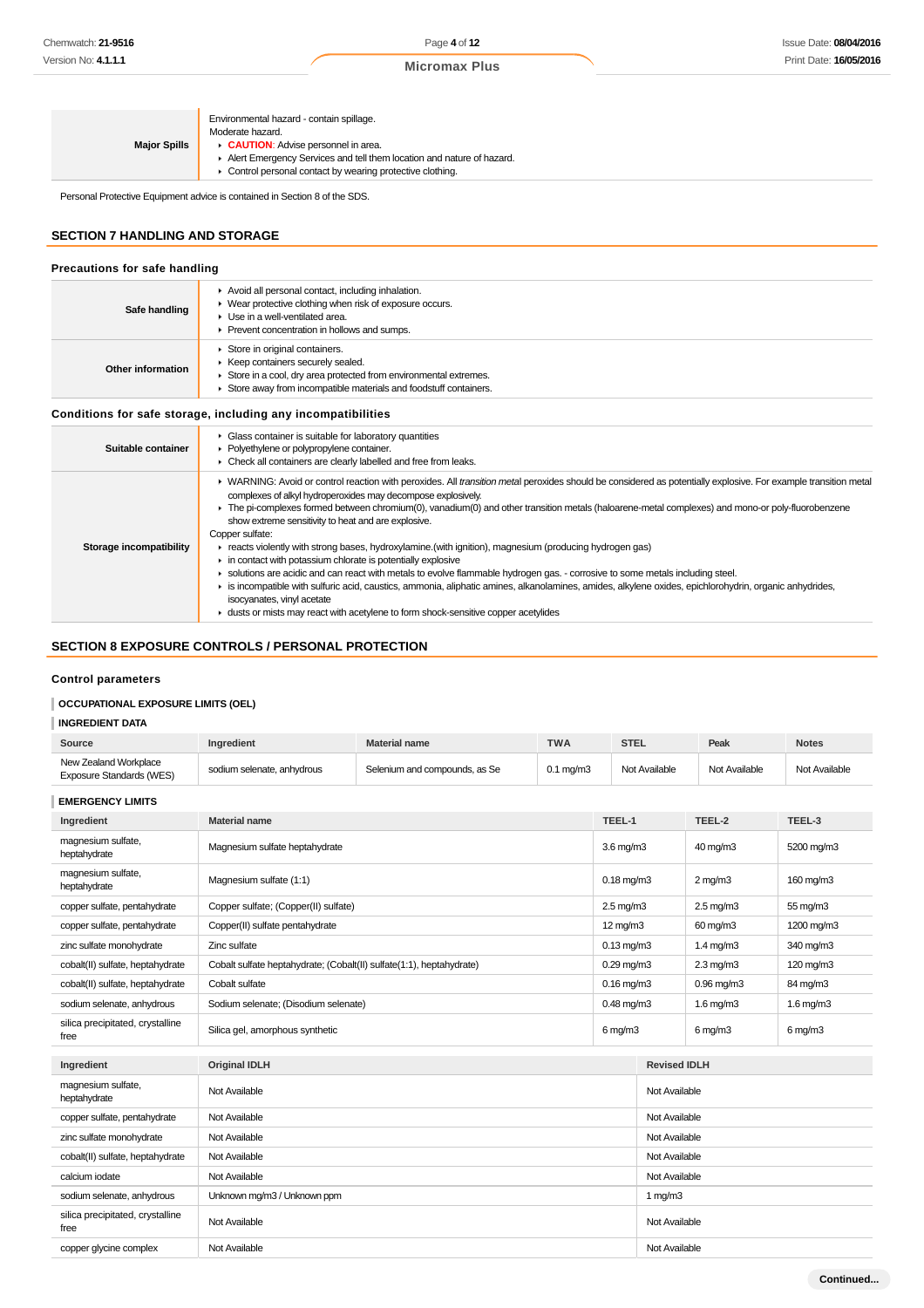| | |
|---|---|
| **Major Spills** | Environmental hazard - contain spillage.<br>Moderate hazard.<br>▸ **CAUTION**: Advise personnel in area.<br>▸ Alert Emergency Services and tell them location and nature of hazard.<br>▸ Control personal contact by wearing protective clothing. |

Personal Protective Equipment advice is contained in Section 8 of the SDS.

## SECTION 7 HANDLING AND STORAGE

### Precautions for safe handling

| | |
|---|---|
| **Safe handling** | ▸ Avoid all personal contact, including inhalation.<br>▸ Wear protective clothing when risk of exposure occurs.<br>▸ Use in a well-ventilated area.<br>▸ Prevent concentration in hollows and sumps. |
| **Other information** | ▸ Store in original containers.<br>▸ Keep containers securely sealed.<br>▸ Store in a cool, dry area protected from environmental extremes.<br>▸ Store away from incompatible materials and foodstuff containers. |

### Conditions for safe storage, including any incompatibilities

| | |
|---|---|
| **Suitable container** | ▸ Glass container is suitable for laboratory quantities<br>▸ Polyethylene or polypropylene container.<br>▸ Check all containers are clearly labelled and free from leaks. |
| **Storage incompatibility** | ▸ WARNING: Avoid or control reaction with peroxides. All *transition metal* peroxides should be considered as potentially explosive. For example transition metal complexes of alkyl hydroperoxides may decompose explosively.<br>▸ The pi-complexes formed between chromium(0), vanadium(0) and other transition metals (haloarene-metal complexes) and mono-or poly-fluorobenzene show extreme sensitivity to heat and are explosive.<br>Copper sulfate:<br>▸ reacts violently with strong bases, hydroxylamine.(with ignition), magnesium (producing hydrogen gas)<br>▸ in contact with potassium chlorate is potentially explosive<br>▸ solutions are acidic and can react with metals to evolve flammable hydrogen gas. - corrosive to some metals including steel.<br>▸ is incompatible with sulfuric acid, caustics, ammonia, aliphatic amines, alkanolamines, amides, alkylene oxides, epichlorohydrin, organic anhydrides, isocyanates, vinyl acetate<br>▸ dusts or mists may react with acetylene to form shock-sensitive copper acetylides |

## SECTION 8 EXPOSURE CONTROLS / PERSONAL PROTECTION

### Control parameters

**OCCUPATIONAL EXPOSURE LIMITS (OEL)**

**INGREDIENT DATA**

| Source | Ingredient | Material name | TWA | STEL | Peak | Notes |
|---|---|---|---|---|---|---|
| New Zealand Workplace Exposure Standards (WES) | sodium selenate, anhydrous | Selenium and compounds, as Se | 0.1 mg/m3 | Not Available | Not Available | Not Available |

**EMERGENCY LIMITS**

| Ingredient | Material name | TEEL-1 | TEEL-2 | TEEL-3 |
|---|---|---|---|---|
| magnesium sulfate, heptahydrate | Magnesium sulfate heptahydrate | 3.6 mg/m3 | 40 mg/m3 | 5200 mg/m3 |
| magnesium sulfate, heptahydrate | Magnesium sulfate (1:1) | 0.18 mg/m3 | 2 mg/m3 | 160 mg/m3 |
| copper sulfate, pentahydrate | Copper sulfate; (Copper(II) sulfate) | 2.5 mg/m3 | 2.5 mg/m3 | 55 mg/m3 |
| copper sulfate, pentahydrate | Copper(II) sulfate pentahydrate | 12 mg/m3 | 60 mg/m3 | 1200 mg/m3 |
| zinc sulfate monohydrate | Zinc sulfate | 0.13 mg/m3 | 1.4 mg/m3 | 340 mg/m3 |
| cobalt(II) sulfate, heptahydrate | Cobalt sulfate heptahydrate; (Cobalt(II) sulfate(1:1), heptahydrate) | 0.29 mg/m3 | 2.3 mg/m3 | 120 mg/m3 |
| cobalt(II) sulfate, heptahydrate | Cobalt sulfate | 0.16 mg/m3 | 0.96 mg/m3 | 84 mg/m3 |
| sodium selenate, anhydrous | Sodium selenate; (Disodium selenate) | 0.48 mg/m3 | 1.6 mg/m3 | 1.6 mg/m3 |
| silica precipitated, crystalline free | Silica gel, amorphous synthetic | 6 mg/m3 | 6 mg/m3 | 6 mg/m3 |

| Ingredient | Original IDLH | Revised IDLH |
|---|---|---|
| magnesium sulfate, heptahydrate | Not Available | Not Available |
| copper sulfate, pentahydrate | Not Available | Not Available |
| zinc sulfate monohydrate | Not Available | Not Available |
| cobalt(II) sulfate, heptahydrate | Not Available | Not Available |
| calcium iodate | Not Available | Not Available |
| sodium selenate, anhydrous | Unknown mg/m3 / Unknown ppm | 1 mg/m3 |
| silica precipitated, crystalline free | Not Available | Not Available |
| copper glycine complex | Not Available | Not Available |

Continued...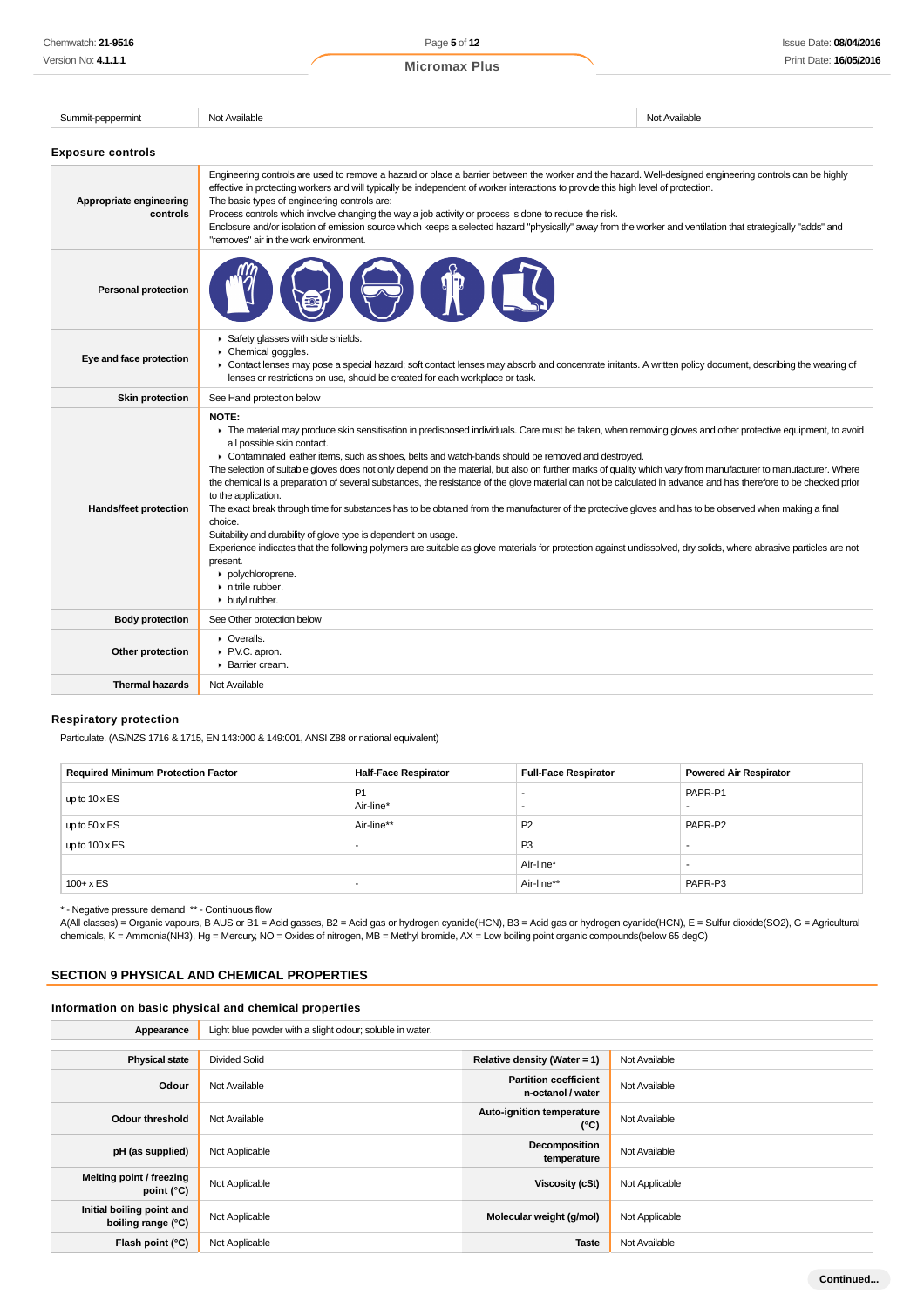| Summit-peppermint | Not Available | Not Available |
|---|---|---|

### Exposure controls

| | |
|---|---|
| **Appropriate engineering controls** | Engineering controls are used to remove a hazard or place a barrier between the worker and the hazard. Well-designed engineering controls can be highly effective in protecting workers and will typically be independent of worker interactions to provide this high level of protection.<br>The basic types of engineering controls are:<br>Process controls which involve changing the way a job activity or process is done to reduce the risk.<br>Enclosure and/or isolation of emission source which keeps a selected hazard "physically" away from the worker and ventilation that strategically "adds" and "removes" air in the work environment. |
| **Personal protection** | |
| **Eye and face protection** | ▸ Safety glasses with side shields.<br>▸ Chemical goggles.<br>▸ Contact lenses may pose a special hazard; soft contact lenses may absorb and concentrate irritants. A written policy document, describing the wearing of lenses or restrictions on use, should be created for each workplace or task. |
| **Skin protection** | See Hand protection below |
| **Hands/feet protection** | **NOTE:**<br>▸ The material may produce skin sensitisation in predisposed individuals. Care must be taken, when removing gloves and other protective equipment, to avoid all possible skin contact.<br>▸ Contaminated leather items, such as shoes, belts and watch-bands should be removed and destroyed.<br>The selection of suitable gloves does not only depend on the material, but also on further marks of quality which vary from manufacturer to manufacturer. Where the chemical is a preparation of several substances, the resistance of the glove material can not be calculated in advance and has therefore to be checked prior to the application.<br>The exact break through time for substances has to be obtained from the manufacturer of the protective gloves and.has to be observed when making a final choice.<br>Suitability and durability of glove type is dependent on usage.<br>Experience indicates that the following polymers are suitable as glove materials for protection against undissolved, dry solids, where abrasive particles are not present.<br>▸ polychloroprene.<br>▸ nitrile rubber.<br>▸ butyl rubber. |
| **Body protection** | See Other protection below |
| **Other protection** | ▸ Overalls.<br>▸ P.V.C. apron.<br>▸ Barrier cream. |
| **Thermal hazards** | Not Available |

### Respiratory protection

Particulate. (AS/NZS 1716 & 1715, EN 143:000 & 149:001, ANSI Z88 or national equivalent)

| Required Minimum Protection Factor | Half-Face Respirator | Full-Face Respirator | Powered Air Respirator |
|---|---|---|---|
| up to 10 x ES | P1<br>Air-line* | -<br>- | PAPR-P1<br>- |
| up to 50 x ES | Air-line** | P2 | PAPR-P2 |
| up to 100 x ES | - | P3 | - |
| | | Air-line* | - |
| 100+ x ES | - | Air-line** | PAPR-P3 |

\* - Negative pressure demand ** - Continuous flow

A(All classes) = Organic vapours, B AUS or B1 = Acid gasses, B2 = Acid gas or hydrogen cyanide(HCN), B3 = Acid gas or hydrogen cyanide(HCN), E = Sulfur dioxide($SO_2$), G = Agricultural chemicals, K = Ammonia($NH_3$), Hg = Mercury, NO = Oxides of nitrogen, MB = Methyl bromide, AX = Low boiling point organic compounds(below 65 degC)

## SECTION 9 PHYSICAL AND CHEMICAL PROPERTIES

### Information on basic physical and chemical properties

| | | | |
|---|---|---|---|
| **Appearance** | Light blue powder with a slight odour; soluble in water. | | |
| **Physical state** | Divided Solid | **Relative density (Water = 1)** | Not Available |
| **Odour** | Not Available | **Partition coefficient n-octanol / water** | Not Available |
| **Odour threshold** | Not Available | **Auto-ignition temperature (°C)** | Not Available |
| **pH (as supplied)** | Not Applicable | **Decomposition temperature** | Not Available |
| **Melting point / freezing point (°C)** | Not Applicable | **Viscosity (cSt)** | Not Applicable |
| **Initial boiling point and boiling range (°C)** | Not Applicable | **Molecular weight (g/mol)** | Not Applicable |
| **Flash point (°C)** | Not Applicable | **Taste** | Not Available |

Continued...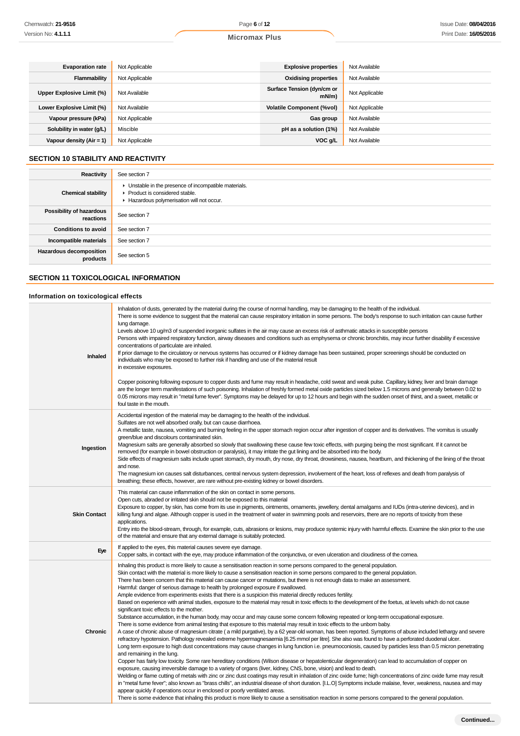| Evaporation rate | Not Applicable | Explosive properties | Not Available |
|---|---|---|---|
| Flammability | Not Applicable | Oxidising properties | Not Available |
| Upper Explosive Limit (%) | Not Available | Surface Tension (dyn/cm or mN/m) | Not Applicable |
| Lower Explosive Limit (%) | Not Available | Volatile Component (%vol) | Not Applicable |
| Vapour pressure (kPa) | Not Applicable | Gas group | Not Available |
| Solubility in water (g/L) | Miscible | pH as a solution (1%) | Not Available |
| Vapour density (Air = 1) | Not Applicable | VOC g/L | Not Available |

## SECTION 10 STABILITY AND REACTIVITY

| | |
|---|---|
| **Reactivity** | See section 7 |
| **Chemical stability** | ▸ Unstable in the presence of incompatible materials.<br>▸ Product is considered stable.<br>▸ Hazardous polymerisation will not occur. |
| **Possibility of hazardous reactions** | See section 7 |
| **Conditions to avoid** | See section 7 |
| **Incompatible materials** | See section 7 |
| **Hazardous decomposition products** | See section 5 |

## SECTION 11 TOXICOLOGICAL INFORMATION

### Information on toxicological effects

| | |
|---|---|
| **Inhaled** | Inhalation of dusts, generated by the material during the course of normal handling, may be damaging to the health of the individual.<br>There is some evidence to suggest that the material can cause respiratory irritation in some persons. The body's response to such irritation can cause further lung damage.<br>Levels above 10 ug/m3 of suspended inorganic sulfates in the air may cause an excess risk of asthmatic attacks in susceptible persons<br>Persons with impaired respiratory function, airway diseases and conditions such as emphysema or chronic bronchitis, may incur further disability if excessive concentrations of particulate are inhaled.<br>If prior damage to the circulatory or nervous systems has occurred or if kidney damage has been sustained, proper screenings should be conducted on individuals who may be exposed to further risk if handling and use of the material result<br>in excessive exposures.<br><br>Copper poisoning following exposure to copper dusts and fume may result in headache, cold sweat and weak pulse. Capillary, kidney, liver and brain damage are the longer term manifestations of such poisoning. Inhalation of freshly formed metal oxide particles sized below 1.5 microns and generally between 0.02 to 0.05 microns may result in "metal fume fever". Symptoms may be delayed for up to 12 hours and begin with the sudden onset of thirst, and a sweet, metallic or foul taste in the mouth. |
| **Ingestion** | Accidental ingestion of the material may be damaging to the health of the individual.<br>Sulfates are not well absorbed orally, but can cause diarrhoea.<br>A metallic taste, nausea, vomiting and burning feeling in the upper stomach region occur after ingestion of copper and its derivatives. The vomitus is usually green/blue and discolours contaminated skin.<br>Magnesium salts are generally absorbed so slowly that swallowing these cause few toxic effects, with purging being the most significant. If it cannot be removed (for example in bowel obstruction or paralysis), it may irritate the gut lining and be absorbed into the body.<br>Side effects of magnesium salts include upset stomach, dry mouth, dry nose, dry throat, drowsiness, nausea, heartburn, and thickening of the lining of the throat and nose.<br>The magnesium ion causes salt disturbances, central nervous system depression, involvement of the heart, loss of reflexes and death from paralysis of breathing; these effects, however, are rare without pre-existing kidney or bowel disorders. |
| **Skin Contact** | This material can cause inflammation of the skin on contact in some persons.<br>Open cuts, abraded or irritated skin should not be exposed to this material<br>Exposure to copper, by skin, has come from its use in pigments, ointments, ornaments, jewellery, dental amalgams and IUDs (intra-uterine devices), and in killing fungi and algae. Although copper is used in the treatment of water in swimming pools and reservoirs, there are no reports of toxicity from these applications.<br>Entry into the blood-stream, through, for example, cuts, abrasions or lesions, may produce systemic injury with harmful effects. Examine the skin prior to the use of the material and ensure that any external damage is suitably protected. |
| **Eye** | If applied to the eyes, this material causes severe eye damage.<br>Copper salts, in contact with the eye, may produce inflammation of the conjunctiva, or even ulceration and cloudiness of the cornea. |
| **Chronic** | Inhaling this product is more likely to cause a sensitisation reaction in some persons compared to the general population.<br>Skin contact with the material is more likely to cause a sensitisation reaction in some persons compared to the general population.<br>There has been concern that this material can cause cancer or mutations, but there is not enough data to make an assessment.<br>Harmful: danger of serious damage to health by prolonged exposure if swallowed.<br>Ample evidence from experiments exists that there is a suspicion this material directly reduces fertility.<br>Based on experience with animal studies, exposure to the material may result in toxic effects to the development of the foetus, at levels which do not cause significant toxic effects to the mother.<br>Substance accumulation, in the human body, may occur and may cause some concern following repeated or long-term occupational exposure.<br>There is some evidence from animal testing that exposure to this material may result in toxic effects to the unborn baby.<br>A case of chronic abuse of magnesium citrate ( a mild purgative), by a 62 year-old woman, has been reported. Symptoms of abuse included lethargy and severe refractory hypotension. Pathology revealed extreme hypermagnesaemia [6.25 mmol per litre]. She also was found to have a perforated duodenal ulcer.<br>Long term exposure to high dust concentrations may cause changes in lung function i.e. pneumoconiosis, caused by particles less than 0.5 micron penetrating and remaining in the lung.<br>Copper has fairly low toxicity. Some rare hereditary conditions (Wilson disease or hepatolenticular degeneration) can lead to accumulation of copper on exposure, causing irreversible damage to a variety of organs (liver, kidney, CNS, bone, vision) and lead to death.<br>Welding or flame cutting of metals with zinc or zinc dust coatings may result in inhalation of zinc oxide fume; high concentrations of zinc oxide fume may result in "metal fume fever"; also known as "brass chills", an industrial disease of short duration. [I.L.O] Symptoms include malaise, fever, weakness, nausea and may appear quickly if operations occur in enclosed or poorly ventilated areas.<br>There is some evidence that inhaling this product is more likely to cause a sensitisation reaction in some persons compared to the general population. |

Continued...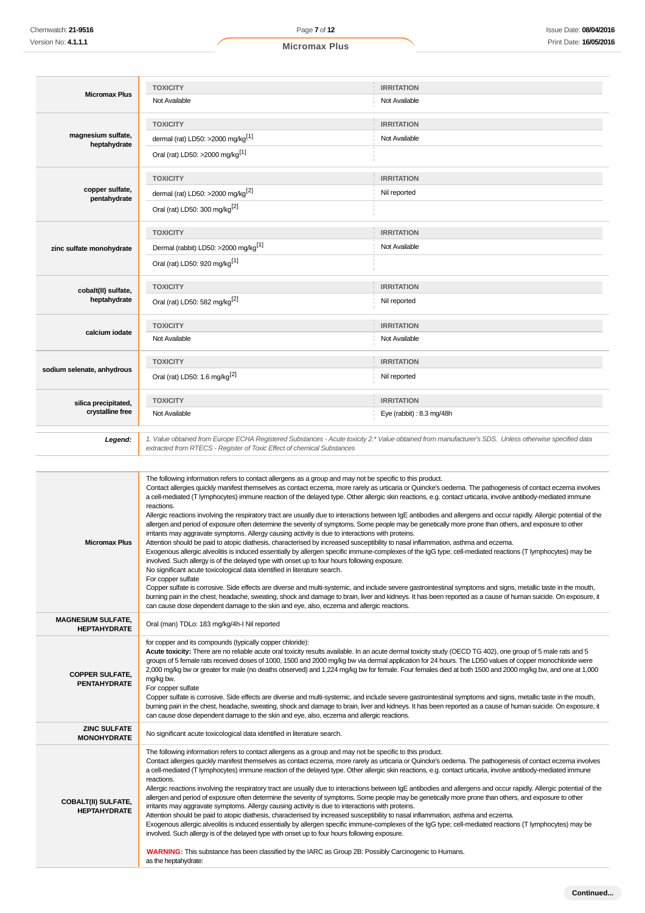| | TOXICITY | IRRITATION |
|---|---|---|
| **Micromax Plus** | Not Available | Not Available |
| **magnesium sulfate, heptahydrate** | dermal (rat) LD50: >2000 mg/kg[1] | Not Available |
| | Oral (rat) LD50: >2000 mg/kg[1] | |
| **copper sulfate, pentahydrate** | dermal (rat) LD50: >2000 mg/kg[2] | Nil reported |
| | Oral (rat) LD50: 300 mg/kg[2] | |
| **zinc sulfate monohydrate** | Dermal (rabbit) LD50: >2000 mg/kg[1] | Not Available |
| | Oral (rat) LD50: 920 mg/kg[1] | |
| **cobalt(II) sulfate, heptahydrate** | Oral (rat) LD50: 582 mg/kg[2] | Nil reported |
| **calcium iodate** | Not Available | Not Available |
| **sodium selenate, anhydrous** | Oral (rat) LD50: 1.6 mg/kg[2] | Nil reported |
| **silica precipitated, crystalline free** | Not Available | Eye (rabbit) : 8.3 mg/48h |

***Legend:*** *1. Value obtained from Europe ECHA Registered Substances - Acute toxicity 2.* Value obtained from manufacturer's SDS. Unless otherwise specified data extracted from RTECS - Register of Toxic Effect of chemical Substances*

**Micromax Plus**

The following information refers to contact allergens as a group and may not be specific to this product.
Contact allergies quickly manifest themselves as contact eczema, more rarely as urticaria or Quincke's oedema. The pathogenesis of contact eczema involves a cell-mediated (T lymphocytes) immune reaction of the delayed type. Other allergic skin reactions, e.g. contact urticaria, involve antibody-mediated immune reactions.
Allergic reactions involving the respiratory tract are usually due to interactions between IgE antibodies and allergens and occur rapidly. Allergic potential of the allergen and period of exposure often determine the severity of symptoms. Some people may be genetically more prone than others, and exposure to other irritants may aggravate symptoms. Allergy causing activity is due to interactions with proteins.
Attention should be paid to atopic diathesis, characterised by increased susceptibility to nasal inflammation, asthma and eczema.
Exogenous allergic alveolitis is induced essentially by allergen specific immune-complexes of the IgG type; cell-mediated reactions (T lymphocytes) may be involved. Such allergy is of the delayed type with onset up to four hours following exposure.
No significant acute toxicological data identified in literature search.
For copper sulfate
Copper sulfate is corrosive. Side effects are diverse and multi-systemic, and include severe gastrointestinal symptoms and signs, metallic taste in the mouth, burning pain in the chest, headache, sweating, shock and damage to brain, liver and kidneys. It has been reported as a cause of human suicide. On exposure, it can cause dose dependent damage to the skin and eye, also, eczema and allergic reactions.

**MAGNESIUM SULFATE, HEPTAHYDRATE**

Oral (man) TDLo: 183 mg/kg/4h-I Nil reported

**COPPER SULFATE, PENTAHYDRATE**

for copper and its compounds (typically copper chloride):
**Acute toxicity:** There are no reliable acute oral toxicity results available. In an acute dermal toxicity study (OECD TG 402), one group of 5 male rats and 5 groups of 5 female rats received doses of 1000, 1500 and 2000 mg/kg bw via dermal application for 24 hours. The LD50 values of copper monochloride were 2,000 mg/kg bw or greater for male (no deaths observed) and 1,224 mg/kg bw for female. Four females died at both 1500 and 2000 mg/kg bw, and one at 1,000 mg/kg bw.
For copper sulfate
Copper sulfate is corrosive. Side effects are diverse and multi-systemic, and include severe gastrointestinal symptoms and signs, metallic taste in the mouth, burning pain in the chest, headache, sweating, shock and damage to brain, liver and kidneys. It has been reported as a cause of human suicide. On exposure, it can cause dose dependent damage to the skin and eye, also, eczema and allergic reactions.

**ZINC SULFATE MONOHYDRATE**

No significant acute toxicological data identified in literature search.

**COBALT(II) SULFATE, HEPTAHYDRATE**

The following information refers to contact allergens as a group and may not be specific to this product.
Contact allergies quickly manifest themselves as contact eczema, more rarely as urticaria or Quincke's oedema. The pathogenesis of contact eczema involves a cell-mediated (T lymphocytes) immune reaction of the delayed type. Other allergic skin reactions, e.g. contact urticaria, involve antibody-mediated immune reactions.
Allergic reactions involving the respiratory tract are usually due to interactions between IgE antibodies and allergens and occur rapidly. Allergic potential of the allergen and period of exposure often determine the severity of symptoms. Some people may be genetically more prone than others, and exposure to other irritants may aggravate symptoms. Allergy causing activity is due to interactions with proteins.
Attention should be paid to atopic diathesis, characterised by increased susceptibility to nasal inflammation, asthma and eczema.
Exogenous allergic alveolitis is induced essentially by allergen specific immune-complexes of the IgG type; cell-mediated reactions (T lymphocytes) may be involved. Such allergy is of the delayed type with onset up to four hours following exposure.

**WARNING:** This substance has been classified by the IARC as Group 2B: Possibly Carcinogenic to Humans.
as the heptahydrate: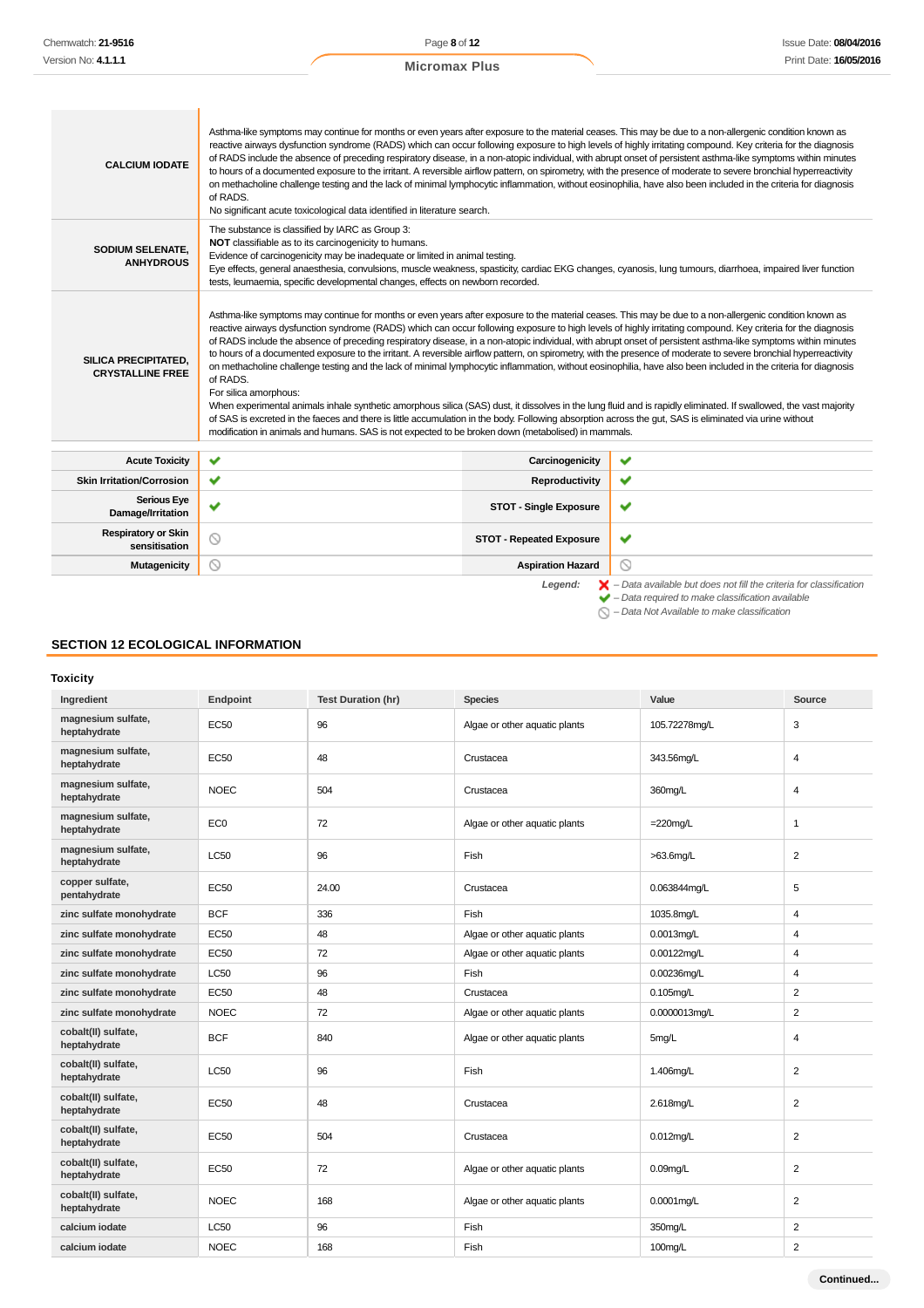| | |
|---|---|
| **CALCIUM IODATE** | Asthma-like symptoms may continue for months or even years after exposure to the material ceases. This may be due to a non-allergenic condition known as reactive airways dysfunction syndrome (RADS) which can occur following exposure to high levels of highly irritating compound. Key criteria for the diagnosis of RADS include the absence of preceding respiratory disease, in a non-atopic individual, with abrupt onset of persistent asthma-like symptoms within minutes to hours of a documented exposure to the irritant. A reversible airflow pattern, on spirometry, with the presence of moderate to severe bronchial hyperreactivity on methacholine challenge testing and the lack of minimal lymphocytic inflammation, without eosinophilia, have also been included in the criteria for diagnosis of RADS.<br>No significant acute toxicological data identified in literature search. |
| **SODIUM SELENATE, ANHYDROUS** | The substance is classified by IARC as Group 3:<br>**NOT** classifiable as to its carcinogenicity to humans.<br>Evidence of carcinogenicity may be inadequate or limited in animal testing.<br>Eye effects, general anaesthesia, convulsions, muscle weakness, spasticity, cardiac EKG changes, cyanosis, lung tumours, diarrhoea, impaired liver function tests, leumaemia, specific developmental changes, effects on newborn recorded. |
| **SILICA PRECIPITATED, CRYSTALLINE FREE** | Asthma-like symptoms may continue for months or even years after exposure to the material ceases. This may be due to a non-allergenic condition known as reactive airways dysfunction syndrome (RADS) which can occur following exposure to high levels of highly irritating compound. Key criteria for the diagnosis of RADS include the absence of preceding respiratory disease, in a non-atopic individual, with abrupt onset of persistent asthma-like symptoms within minutes to hours of a documented exposure to the irritant. A reversible airflow pattern, on spirometry, with the presence of moderate to severe bronchial hyperreactivity on methacholine challenge testing and the lack of minimal lymphocytic inflammation, without eosinophilia, have also been included in the criteria for diagnosis of RADS.<br>For silica amorphous:<br>When experimental animals inhale synthetic amorphous silica (SAS) dust, it dissolves in the lung fluid and is rapidly eliminated. If swallowed, the vast majority of SAS is excreted in the faeces and there is little accumulation in the body. Following absorption across the gut, SAS is eliminated via urine without modification in animals and humans. SAS is not expected to be broken down (metabolised) in mammals. |

| | | | |
|---|---|---|---|
| **Acute Toxicity** | ✔ | **Carcinogenicity** | ✔ |
| **Skin Irritation/Corrosion** | ✔ | **Reproductivity** | ✔ |
| **Serious Eye Damage/Irritation** | ✔ | **STOT - Single Exposure** | ✔ |
| **Respiratory or Skin sensitisation** | ⃠ | **STOT - Repeated Exposure** | ✔ |
| **Mutagenicity** | ⃠ | **Aspiration Hazard** | ⃠ |

*Legend:* ✘ *– Data available but does not fill the criteria for classification*
✔ *– Data required to make classification available*
⃠ *– Data Not Available to make classification*

## SECTION 12 ECOLOGICAL INFORMATION

### Toxicity

| Ingredient | Endpoint | Test Duration (hr) | Species | Value | Source |
|---|---|---|---|---|---|
| magnesium sulfate, heptahydrate | EC50 | 96 | Algae or other aquatic plants | 105.72278mg/L | 3 |
| magnesium sulfate, heptahydrate | EC50 | 48 | Crustacea | 343.56mg/L | 4 |
| magnesium sulfate, heptahydrate | NOEC | 504 | Crustacea | 360mg/L | 4 |
| magnesium sulfate, heptahydrate | EC0 | 72 | Algae or other aquatic plants | =220mg/L | 1 |
| magnesium sulfate, heptahydrate | LC50 | 96 | Fish | >63.6mg/L | 2 |
| copper sulfate, pentahydrate | EC50 | 24.00 | Crustacea | 0.063844mg/L | 5 |
| zinc sulfate monohydrate | BCF | 336 | Fish | 1035.8mg/L | 4 |
| zinc sulfate monohydrate | EC50 | 48 | Algae or other aquatic plants | 0.0013mg/L | 4 |
| zinc sulfate monohydrate | EC50 | 72 | Algae or other aquatic plants | 0.00122mg/L | 4 |
| zinc sulfate monohydrate | LC50 | 96 | Fish | 0.00236mg/L | 4 |
| zinc sulfate monohydrate | EC50 | 48 | Crustacea | 0.105mg/L | 2 |
| zinc sulfate monohydrate | NOEC | 72 | Algae or other aquatic plants | 0.0000013mg/L | 2 |
| cobalt(II) sulfate, heptahydrate | BCF | 840 | Algae or other aquatic plants | 5mg/L | 4 |
| cobalt(II) sulfate, heptahydrate | LC50 | 96 | Fish | 1.406mg/L | 2 |
| cobalt(II) sulfate, heptahydrate | EC50 | 48 | Crustacea | 2.618mg/L | 2 |
| cobalt(II) sulfate, heptahydrate | EC50 | 504 | Crustacea | 0.012mg/L | 2 |
| cobalt(II) sulfate, heptahydrate | EC50 | 72 | Algae or other aquatic plants | 0.09mg/L | 2 |
| cobalt(II) sulfate, heptahydrate | NOEC | 168 | Algae or other aquatic plants | 0.0001mg/L | 2 |
| calcium iodate | LC50 | 96 | Fish | 350mg/L | 2 |
| calcium iodate | NOEC | 168 | Fish | 100mg/L | 2 |

Continued...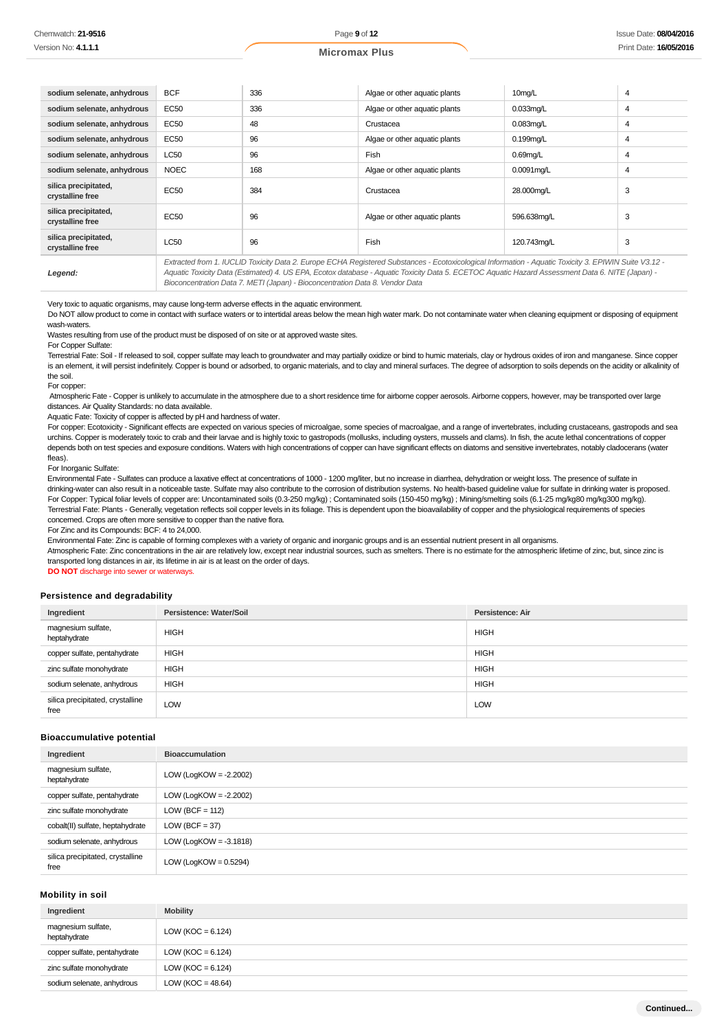| | | | | | |
|---|---|---|---|---|---|
| **sodium selenate, anhydrous** | BCF | 336 | Algae or other aquatic plants | 10mg/L | 4 |
| **sodium selenate, anhydrous** | EC50 | 336 | Algae or other aquatic plants | 0.033mg/L | 4 |
| **sodium selenate, anhydrous** | EC50 | 48 | Crustacea | 0.083mg/L | 4 |
| **sodium selenate, anhydrous** | EC50 | 96 | Algae or other aquatic plants | 0.199mg/L | 4 |
| **sodium selenate, anhydrous** | LC50 | 96 | Fish | 0.69mg/L | 4 |
| **sodium selenate, anhydrous** | NOEC | 168 | Algae or other aquatic plants | 0.0091mg/L | 4 |
| **silica precipitated, crystalline free** | EC50 | 384 | Crustacea | 28.000mg/L | 3 |
| **silica precipitated, crystalline free** | EC50 | 96 | Algae or other aquatic plants | 596.638mg/L | 3 |
| **silica precipitated, crystalline free** | LC50 | 96 | Fish | 120.743mg/L | 3 |
| ***Legend:*** | *Extracted from 1. IUCLID Toxicity Data 2. Europe ECHA Registered Substances - Ecotoxicological Information - Aquatic Toxicity 3. EPIWIN Suite V3.12 - Aquatic Toxicity Data (Estimated) 4. US EPA, Ecotox database - Aquatic Toxicity Data 5. ECETOC Aquatic Hazard Assessment Data 6. NITE (Japan) - Bioconcentration Data 7. METI (Japan) - Bioconcentration Data 8. Vendor Data* | | | | |

Very toxic to aquatic organisms, may cause long-term adverse effects in the aquatic environment.
Do NOT allow product to come in contact with surface waters or to intertidal areas below the mean high water mark. Do not contaminate water when cleaning equipment or disposing of equipment wash-waters.
Wastes resulting from use of the product must be disposed of on site or at approved waste sites.
For Copper Sulfate:
Terrestrial Fate: Soil - If released to soil, copper sulfate may leach to groundwater and may partially oxidize or bind to humic materials, clay or hydrous oxides of iron and manganese. Since copper is an element, it will persist indefinitely. Copper is bound or adsorbed, to organic materials, and to clay and mineral surfaces. The degree of adsorption to soils depends on the acidity or alkalinity of the soil.
For copper:
Atmospheric Fate - Copper is unlikely to accumulate in the atmosphere due to a short residence time for airborne copper aerosols. Airborne coppers, however, may be transported over large distances. Air Quality Standards: no data available.
Aquatic Fate: Toxicity of copper is affected by pH and hardness of water.
For copper: Ecotoxicity - Significant effects are expected on various species of microalgae, some species of macroalgae, and a range of invertebrates, including crustaceans, gastropods and sea urchins. Copper is moderately toxic to crab and their larvae and is highly toxic to gastropods (mollusks, including oysters, mussels and clams). In fish, the acute lethal concentrations of copper depends both on test species and exposure conditions. Waters with high concentrations of copper can have significant effects on diatoms and sensitive invertebrates, notably cladocerans (water fleas).
For Inorganic Sulfate:
Environmental Fate - Sulfates can produce a laxative effect at concentrations of 1000 - 1200 mg/liter, but no increase in diarrhea, dehydration or weight loss. The presence of sulfate in drinking-water can also result in a noticeable taste. Sulfate may also contribute to the corrosion of distribution systems. No health-based guideline value for sulfate in drinking water is proposed.
For Copper: Typical foliar levels of copper are: Uncontaminated soils (0.3-250 mg/kg) ; Contaminated soils (150-450 mg/kg) ; Mining/smelting soils (6.1-25 mg/kg80 mg/kg300 mg/kg).
Terrestrial Fate: Plants - Generally, vegetation reflects soil copper levels in its foliage. This is dependent upon the bioavailability of copper and the physiological requirements of species concerned. Crops are often more sensitive to copper than the native flora.
For Zinc and its Compounds: BCF: 4 to 24,000.
Environmental Fate: Zinc is capable of forming complexes with a variety of organic and inorganic groups and is an essential nutrient present in all organisms.
Atmospheric Fate: Zinc concentrations in the air are relatively low, except near industrial sources, such as smelters. There is no estimate for the atmospheric lifetime of zinc, but, since zinc is transported long distances in air, its lifetime in air is at least on the order of days.
**DO NOT** discharge into sewer or waterways.

### Persistence and degradability

| Ingredient | Persistence: Water/Soil | Persistence: Air |
|---|---|---|
| magnesium sulfate, heptahydrate | HIGH | HIGH |
| copper sulfate, pentahydrate | HIGH | HIGH |
| zinc sulfate monohydrate | HIGH | HIGH |
| sodium selenate, anhydrous | HIGH | HIGH |
| silica precipitated, crystalline free | LOW | LOW |

### Bioaccumulative potential

| Ingredient | Bioaccumulation |
|---|---|
| magnesium sulfate, heptahydrate | LOW (LogKOW = -2.2002) |
| copper sulfate, pentahydrate | LOW (LogKOW = -2.2002) |
| zinc sulfate monohydrate | LOW (BCF = 112) |
| cobalt(II) sulfate, heptahydrate | LOW (BCF = 37) |
| sodium selenate, anhydrous | LOW (LogKOW = -3.1818) |
| silica precipitated, crystalline free | LOW (LogKOW = 0.5294) |

### Mobility in soil

| Ingredient | Mobility |
|---|---|
| magnesium sulfate, heptahydrate | LOW (KOC = 6.124) |
| copper sulfate, pentahydrate | LOW (KOC = 6.124) |
| zinc sulfate monohydrate | LOW (KOC = 6.124) |
| sodium selenate, anhydrous | LOW (KOC = 48.64) |

**Continued...**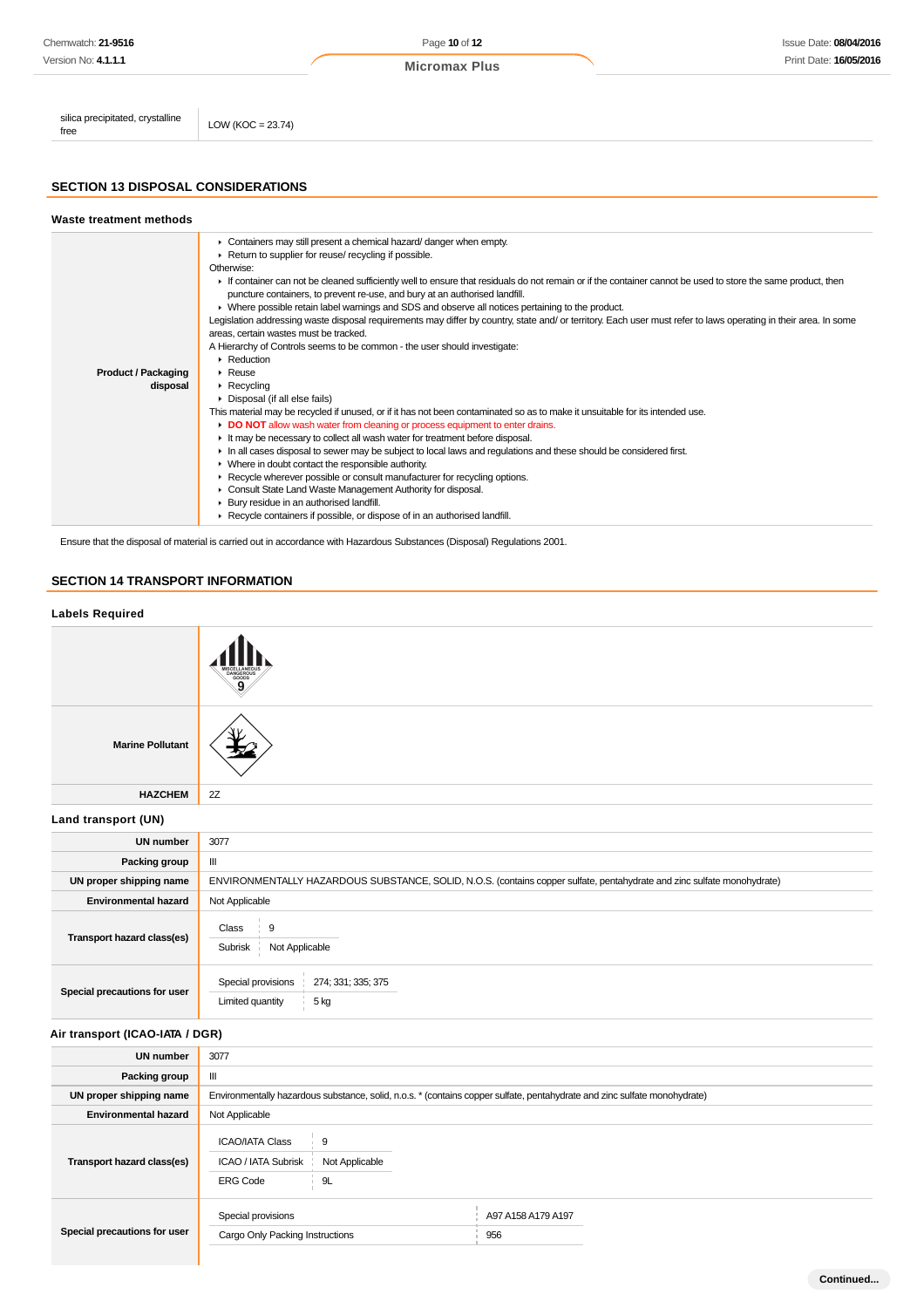| | |
|---|---|
| silica precipitated, crystalline free | LOW (KOC = 23.74) |

## SECTION 13 DISPOSAL CONSIDERATIONS

### Waste treatment methods

| | |
|---|---|
| **Product / Packaging disposal** | ▸ Containers may still present a chemical hazard/ danger when empty.<br>▸ Return to supplier for reuse/ recycling if possible.<br>Otherwise:<br>▸ If container can not be cleaned sufficiently well to ensure that residuals do not remain or if the container cannot be used to store the same product, then puncture containers, to prevent re-use, and bury at an authorised landfill.<br>▸ Where possible retain label warnings and SDS and observe all notices pertaining to the product.<br>Legislation addressing waste disposal requirements may differ by country, state and/ or territory. Each user must refer to laws operating in their area. In some areas, certain wastes must be tracked.<br>A Hierarchy of Controls seems to be common - the user should investigate:<br>▸ Reduction<br>▸ Reuse<br>▸ Recycling<br>▸ Disposal (if all else fails)<br>This material may be recycled if unused, or if it has not been contaminated so as to make it unsuitable for its intended use.<br>▸ **DO NOT** allow wash water from cleaning or process equipment to enter drains.<br>▸ It may be necessary to collect all wash water for treatment before disposal.<br>▸ In all cases disposal to sewer may be subject to local laws and regulations and these should be considered first.<br>▸ Where in doubt contact the responsible authority.<br>▸ Recycle wherever possible or consult manufacturer for recycling options.<br>▸ Consult State Land Waste Management Authority for disposal.<br>▸ Bury residue in an authorised landfill.<br>▸ Recycle containers if possible, or dispose of in an authorised landfill. |

Ensure that the disposal of material is carried out in accordance with Hazardous Substances (Disposal) Regulations 2001.

## SECTION 14 TRANSPORT INFORMATION

### Labels Required

| | |
|---|---|
| | MISCELLANEOUS DANGEROUS GOODS 9 |
| **Marine Pollutant** | |
| **HAZCHEM** | 2Z |

### Land transport (UN)

| | |
|---|---|
| **UN number** | 3077 |
| **Packing group** | III |
| **UN proper shipping name** | ENVIRONMENTALLY HAZARDOUS SUBSTANCE, SOLID, N.O.S. (contains copper sulfate, pentahydrate and zinc sulfate monohydrate) |
| **Environmental hazard** | Not Applicable |
| **Transport hazard class(es)** | Class: 9<br>Subrisk: Not Applicable |
| **Special precautions for user** | Special provisions: 274; 331; 335; 375<br>Limited quantity: 5 kg |

### Air transport (ICAO-IATA / DGR)

| | |
|---|---|
| **UN number** | 3077 |
| **Packing group** | III |
| **UN proper shipping name** | Environmentally hazardous substance, solid, n.o.s. * (contains copper sulfate, pentahydrate and zinc sulfate monohydrate) |
| **Environmental hazard** | Not Applicable |
| **Transport hazard class(es)** | ICAO/IATA Class: 9<br>ICAO / IATA Subrisk: Not Applicable<br>ERG Code: 9L |
| **Special precautions for user** | Special provisions: A97 A158 A179 A197<br>Cargo Only Packing Instructions: 956 |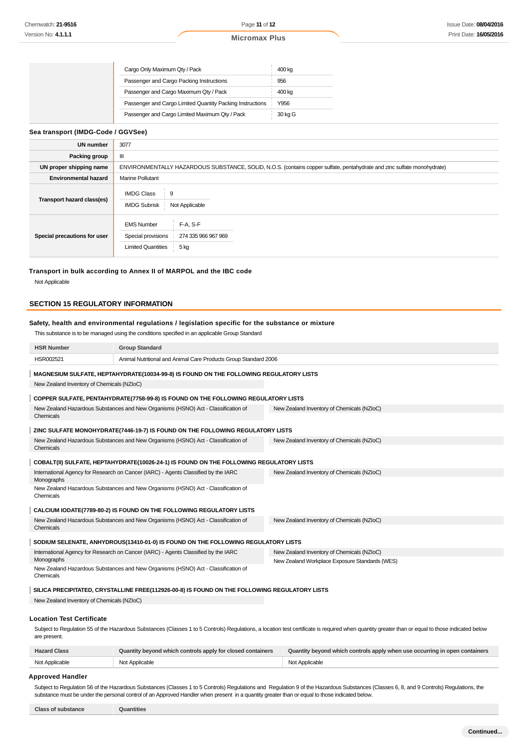| | | |
|---|---|---|
| | Cargo Only Maximum Qty / Pack | 400 kg |
| | Passenger and Cargo Packing Instructions | 956 |
| | Passenger and Cargo Maximum Qty / Pack | 400 kg |
| | Passenger and Cargo Limited Quantity Packing Instructions | Y956 |
| | Passenger and Cargo Limited Maximum Qty / Pack | 30 kg G |

**Sea transport (IMDG-Code / GGVSee)**

| | |
|---|---|
| **UN number** | 3077 |
| **Packing group** | III |
| **UN proper shipping name** | ENVIRONMENTALLY HAZARDOUS SUBSTANCE, SOLID, N.O.S. (contains copper sulfate, pentahydrate and zinc sulfate monohydrate) |
| **Environmental hazard** | Marine Pollutant |
| **Transport hazard class(es)** | IMDG Class: 9<br>IMDG Subrisk: Not Applicable |
| **Special precautions for user** | EMS Number: F-A, S-F<br>Special provisions: 274 335 966 967 969<br>Limited Quantities: 5 kg |

**Transport in bulk according to Annex II of MARPOL and the IBC code**

Not Applicable

## SECTION 15 REGULATORY INFORMATION

**Safety, health and environmental regulations / legislation specific for the substance or mixture**

This substance is to be managed using the conditions specified in an applicable Group Standard

| HSR Number | Group Standard |
|---|---|
| HSR002521 | Animal Nutritional and Animal Care Products Group Standard 2006 |

**MAGNESIUM SULFATE, HEPTAHYDRATE(10034-99-8) IS FOUND ON THE FOLLOWING REGULATORY LISTS**

New Zealand Inventory of Chemicals (NZIoC)

**COPPER SULFATE, PENTAHYDRATE(7758-99-8) IS FOUND ON THE FOLLOWING REGULATORY LISTS**

New Zealand Hazardous Substances and New Organisms (HSNO) Act - Classification of Chemicals

New Zealand Inventory of Chemicals (NZIoC)

**ZINC SULFATE MONOHYDRATE(7446-19-7) IS FOUND ON THE FOLLOWING REGULATORY LISTS**

New Zealand Hazardous Substances and New Organisms (HSNO) Act - Classification of Chemicals

New Zealand Inventory of Chemicals (NZIoC)

**COBALT(II) SULFATE, HEPTAHYDRATE(10026-24-1) IS FOUND ON THE FOLLOWING REGULATORY LISTS**

International Agency for Research on Cancer (IARC) - Agents Classified by the IARC Monographs

New Zealand Hazardous Substances and New Organisms (HSNO) Act - Classification of Chemicals

New Zealand Inventory of Chemicals (NZIoC)

**CALCIUM IODATE(7789-80-2) IS FOUND ON THE FOLLOWING REGULATORY LISTS**

New Zealand Hazardous Substances and New Organisms (HSNO) Act - Classification of Chemicals

New Zealand Inventory of Chemicals (NZIoC)

**SODIUM SELENATE, ANHYDROUS(13410-01-0) IS FOUND ON THE FOLLOWING REGULATORY LISTS**

International Agency for Research on Cancer (IARC) - Agents Classified by the IARC Monographs

New Zealand Hazardous Substances and New Organisms (HSNO) Act - Classification of Chemicals

New Zealand Inventory of Chemicals (NZIoC)

New Zealand Workplace Exposure Standards (WES)

**SILICA PRECIPITATED, CRYSTALLINE FREE(112926-00-8) IS FOUND ON THE FOLLOWING REGULATORY LISTS**

New Zealand Inventory of Chemicals (NZIoC)

**Location Test Certificate**

Subject to Regulation 55 of the Hazardous Substances (Classes 1 to 5 Controls) Regulations, a location test certificate is required when quantity greater than or equal to those indicated below are present.

| Hazard Class | Quantity beyond which controls apply for closed containers | Quantity beyond which controls apply when use occurring in open containers |
|---|---|---|
| Not Applicable | Not Applicable | Not Applicable |

**Approved Handler**

Subject to Regulation 56 of the Hazardous Substances (Classes 1 to 5 Controls) Regulations and Regulation 9 of the Hazardous Substances (Classes 6, 8, and 9 Controls) Regulations, the substance must be under the personal control of an Approved Handler when present in a quantity greater than or equal to those indicated below.

| Class of substance | Quantities |
|---|---|

Continued...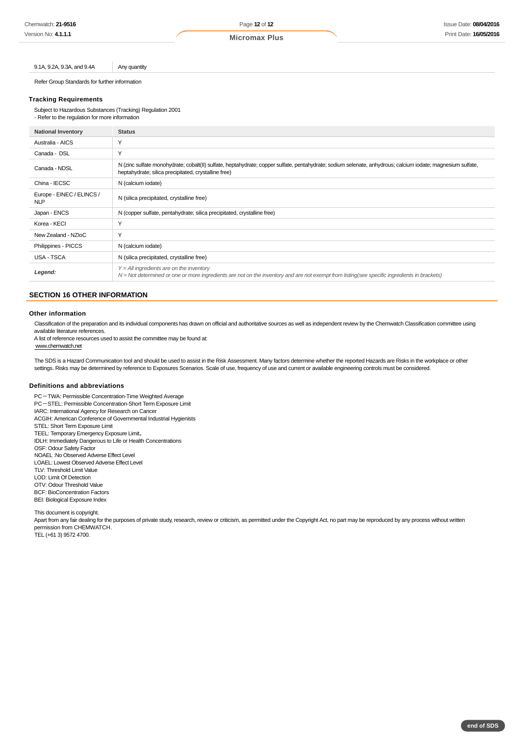| | |
|---|---|
| 9.1A, 9.2A, 9.3A, and 9.4A | Any quantity |

Refer Group Standards for further information

### Tracking Requirements

Subject to Hazardous Substances (Tracking) Regulation 2001
- Refer to the regulation for more information

| National Inventory | Status |
|---|---|
| Australia - AICS | Y |
| Canada - DSL | Y |
| Canada - NDSL | N (zinc sulfate monohydrate; cobalt(II) sulfate, heptahydrate; copper sulfate, pentahydrate; sodium selenate, anhydrous; calcium iodate; magnesium sulfate, heptahydrate; silica precipitated, crystalline free) |
| China - IECSC | N (calcium iodate) |
| Europe - EINEC / ELINCS / NLP | N (silica precipitated, crystalline free) |
| Japan - ENCS | N (copper sulfate, pentahydrate; silica precipitated, crystalline free) |
| Korea - KECI | Y |
| New Zealand - NZIoC | Y |
| Philippines - PICCS | N (calcium iodate) |
| USA - TSCA | N (silica precipitated, crystalline free) |
| ***Legend:*** | *Y = All ingredients are on the inventory*<br>*N = Not determined or one or more ingredients are not on the inventory and are not exempt from listing(see specific ingredients in brackets)* |

## SECTION 16 OTHER INFORMATION

### Other information

Classification of the preparation and its individual components has drawn on official and authoritative sources as well as independent review by the Chemwatch Classification committee using available literature references.
A list of reference resources used to assist the committee may be found at:
www.chemwatch.net

The SDS is a Hazard Communication tool and should be used to assist in the Risk Assessment. Many factors determine whether the reported Hazards are Risks in the workplace or other settings. Risks may be determined by reference to Exposures Scenarios. Scale of use, frequency of use and current or available engineering controls must be considered.

### Definitions and abbreviations

PC－TWA: Permissible Concentration-Time Weighted Average
PC－STEL: Permissible Concentration-Short Term Exposure Limit
IARC: International Agency for Research on Cancer
ACGIH: American Conference of Governmental Industrial Hygienists
STEL: Short Term Exposure Limit
TEEL: Temporary Emergency Exposure Limit。
IDLH: Immediately Dangerous to Life or Health Concentrations
OSF: Odour Safety Factor
NOAEL :No Observed Adverse Effect Level
LOAEL: Lowest Observed Adverse Effect Level
TLV: Threshold Limit Value
LOD: Limit Of Detection
OTV: Odour Threshold Value
BCF: BioConcentration Factors
BEI: Biological Exposure Index

This document is copyright.
Apart from any fair dealing for the purposes of private study, research, review or criticism, as permitted under the Copyright Act, no part may be reproduced by any process without written permission from CHEMWATCH.
TEL (+61 3) 9572 4700.

end of SDS